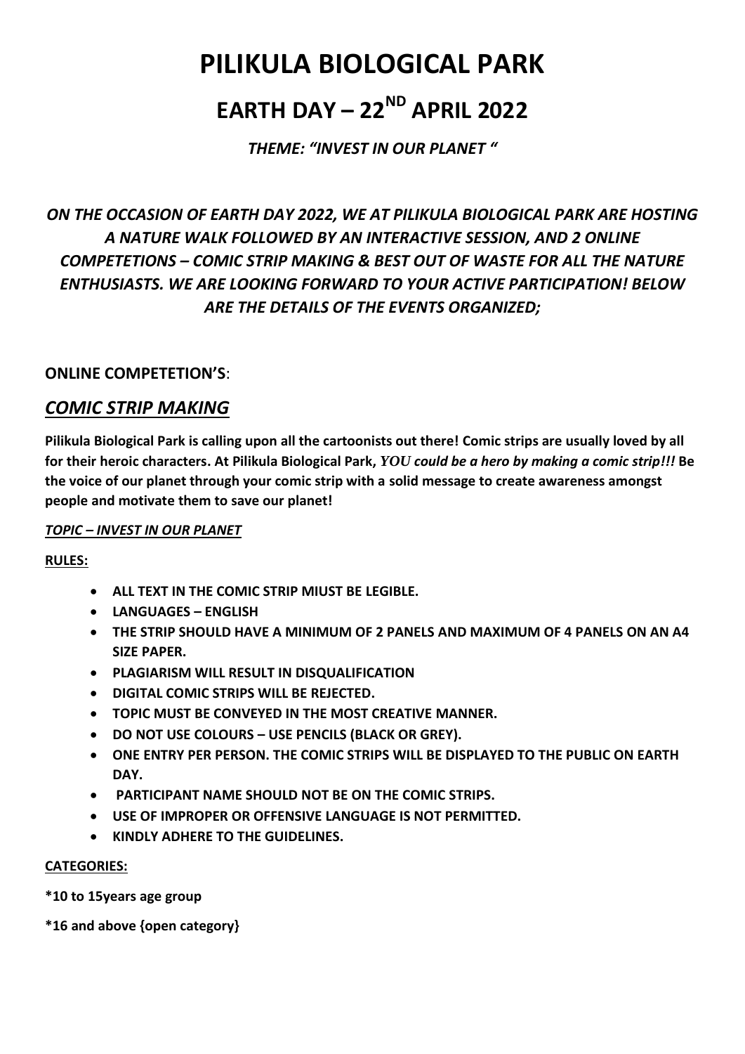# PILIKULA BIOLOGICAL PARK

# EARTH DAY – 22ND APRIL 2022

***THEME: "INVEST IN OUR PLANET "***

***ON THE OCCASION OF EARTH DAY 2022, WE AT PILIKULA BIOLOGICAL PARK ARE HOSTING A NATURE WALK FOLLOWED BY AN INTERACTIVE SESSION, AND 2 ONLINE COMPETETIONS – COMIC STRIP MAKING & BEST OUT OF WASTE FOR ALL THE NATURE ENTHUSIASTS. WE ARE LOOKING FORWARD TO YOUR ACTIVE PARTICIPATION! BELOW ARE THE DETAILS OF THE EVENTS ORGANIZED;***

**ONLINE COMPETETION'S**:

## ***COMIC STRIP MAKING***

**Pilikula Biological Park is calling upon all the cartoonists out there! Comic strips are usually loved by all for their heroic characters. At Pilikula Biological Park, *YOU could be a hero by making a comic strip!!!* Be the voice of our planet through your comic strip with a solid message to create awareness amongst people and motivate them to save our planet!**

***TOPIC – INVEST IN OUR PLANET***

**RULES:**

- **ALL TEXT IN THE COMIC STRIP MIUST BE LEGIBLE.**
- **LANGUAGES – ENGLISH**
- **THE STRIP SHOULD HAVE A MINIMUM OF 2 PANELS AND MAXIMUM OF 4 PANELS ON AN A4 SIZE PAPER.**
- **PLAGIARISM WILL RESULT IN DISQUALIFICATION**
- **DIGITAL COMIC STRIPS WILL BE REJECTED.**
- **TOPIC MUST BE CONVEYED IN THE MOST CREATIVE MANNER.**
- **DO NOT USE COLOURS – USE PENCILS (BLACK OR GREY).**
- **ONE ENTRY PER PERSON. THE COMIC STRIPS WILL BE DISPLAYED TO THE PUBLIC ON EARTH DAY.**
- **PARTICIPANT NAME SHOULD NOT BE ON THE COMIC STRIPS.**
- **USE OF IMPROPER OR OFFENSIVE LANGUAGE IS NOT PERMITTED.**
- **KINDLY ADHERE TO THE GUIDELINES.**

**CATEGORIES:**

**\*10 to 15years age group**

**\*16 and above {open category}**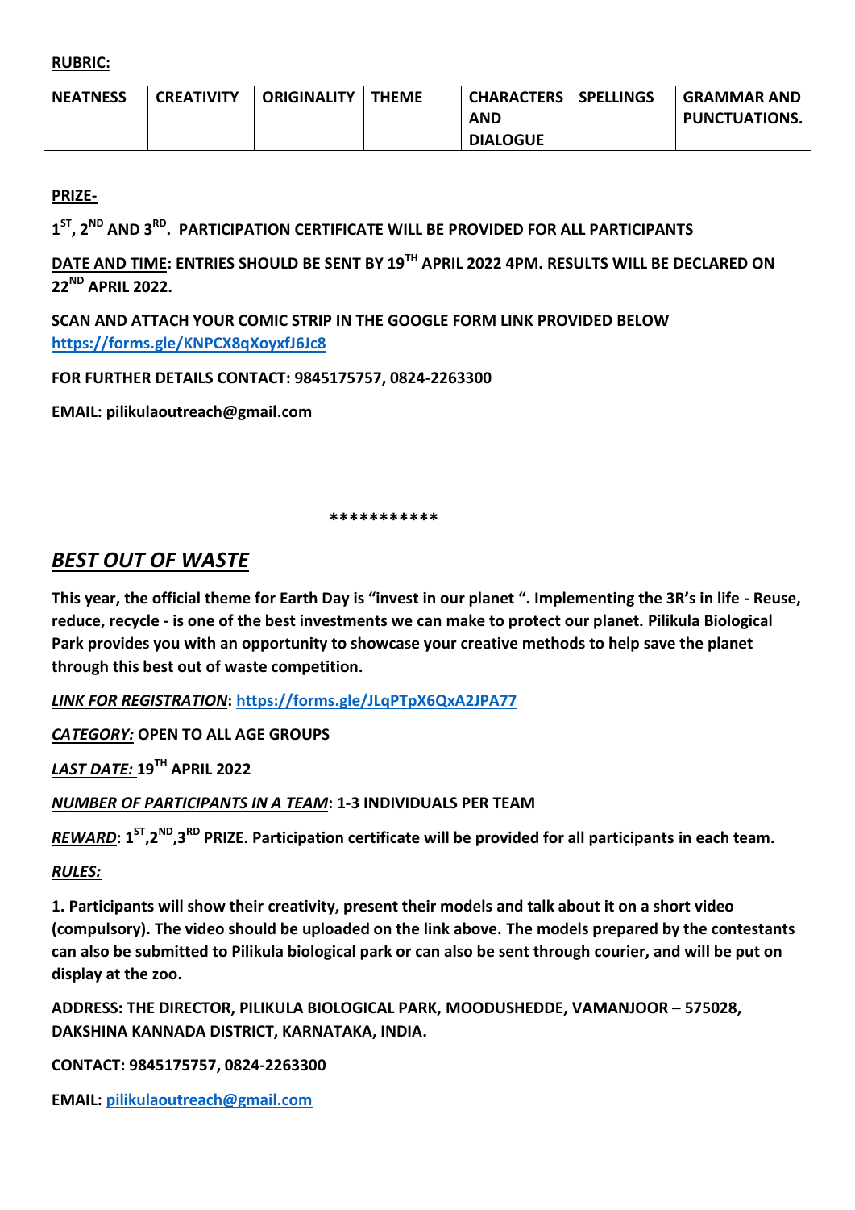**RUBRIC:**

| NEATNESS | CREATIVITY | ORIGINALITY | THEME | CHARACTERS AND DIALOGUE | SPELLINGS | GRAMMAR AND PUNCTUATIONS. |
|---|---|---|---|---|---|---|

**PRIZE-**

**1ST, 2ND AND 3RD. PARTICIPATION CERTIFICATE WILL BE PROVIDED FOR ALL PARTICIPANTS**

**DATE AND TIME: ENTRIES SHOULD BE SENT BY 19TH APRIL 2022 4PM. RESULTS WILL BE DECLARED ON 22ND APRIL 2022.**

**SCAN AND ATTACH YOUR COMIC STRIP IN THE GOOGLE FORM LINK PROVIDED BELOW https://forms.gle/KNPCX8qXoyxfJ6Jc8**

**FOR FURTHER DETAILS CONTACT: 9845175757, 0824-2263300**

**EMAIL: pilikulaoutreach@gmail.com**

***********

## *BEST OUT OF WASTE*

**This year, the official theme for Earth Day is "invest in our planet ". Implementing the 3R's in life - Reuse, reduce, recycle - is one of the best investments we can make to protect our planet. Pilikula Biological Park provides you with an opportunity to showcase your creative methods to help save the planet through this best out of waste competition.**

***LINK FOR REGISTRATION*: https://forms.gle/JLqPTpX6QxA2JPA77**

***CATEGORY:* OPEN TO ALL AGE GROUPS**

***LAST DATE:* 19TH APRIL 2022**

***NUMBER OF PARTICIPANTS IN A TEAM*: 1-3 INDIVIDUALS PER TEAM**

***REWARD*: 1ST,2ND,3RD PRIZE. Participation certificate will be provided for all participants in each team.**

***RULES:***

**1. Participants will show their creativity, present their models and talk about it on a short video (compulsory). The video should be uploaded on the link above. The models prepared by the contestants can also be submitted to Pilikula biological park or can also be sent through courier, and will be put on display at the zoo.**

**ADDRESS: THE DIRECTOR, PILIKULA BIOLOGICAL PARK, MOODUSHEDDE, VAMANJOOR – 575028, DAKSHINA KANNADA DISTRICT, KARNATAKA, INDIA.**

**CONTACT: 9845175757, 0824-2263300**

**EMAIL: pilikulaoutreach@gmail.com**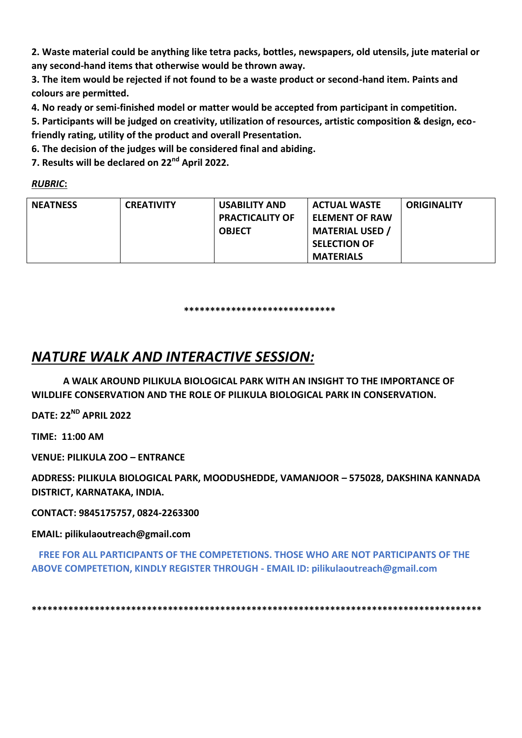**2. Waste material could be anything like tetra packs, bottles, newspapers, old utensils, jute material or any second-hand items that otherwise would be thrown away.**

**3. The item would be rejected if not found to be a waste product or second-hand item. Paints and colours are permitted.**

**4. No ready or semi-finished model or matter would be accepted from participant in competition.**

**5. Participants will be judged on creativity, utilization of resources, artistic composition & design, eco-friendly rating, utility of the product and overall Presentation.**

**6. The decision of the judges will be considered final and abiding.**

**7. Results will be declared on 22nd April 2022.**

***RUBRIC*:**

| NEATNESS | CREATIVITY | USABILITY AND PRACTICALITY OF OBJECT | ACTUAL WASTE ELEMENT OF RAW MATERIAL USED / SELECTION OF MATERIALS | ORIGINALITY |
|---|---|---|---|---|

*****************************

## *NATURE WALK AND INTERACTIVE SESSION:*

**A WALK AROUND PILIKULA BIOLOGICAL PARK WITH AN INSIGHT TO THE IMPORTANCE OF WILDLIFE CONSERVATION AND THE ROLE OF PILIKULA BIOLOGICAL PARK IN CONSERVATION.**

**DATE: 22ND APRIL 2022**

**TIME: 11:00 AM**

**VENUE: PILIKULA ZOO – ENTRANCE**

**ADDRESS: PILIKULA BIOLOGICAL PARK, MOODUSHEDDE, VAMANJOOR – 575028, DAKSHINA KANNADA DISTRICT, KARNATAKA, INDIA.**

**CONTACT: 9845175757, 0824-2263300**

**EMAIL: pilikulaoutreach@gmail.com**

**FREE FOR ALL PARTICIPANTS OF THE COMPETETIONS. THOSE WHO ARE NOT PARTICIPANTS OF THE ABOVE COMPETETION, KINDLY REGISTER THROUGH - EMAIL ID: pilikulaoutreach@gmail.com**

*******************************************************************************************